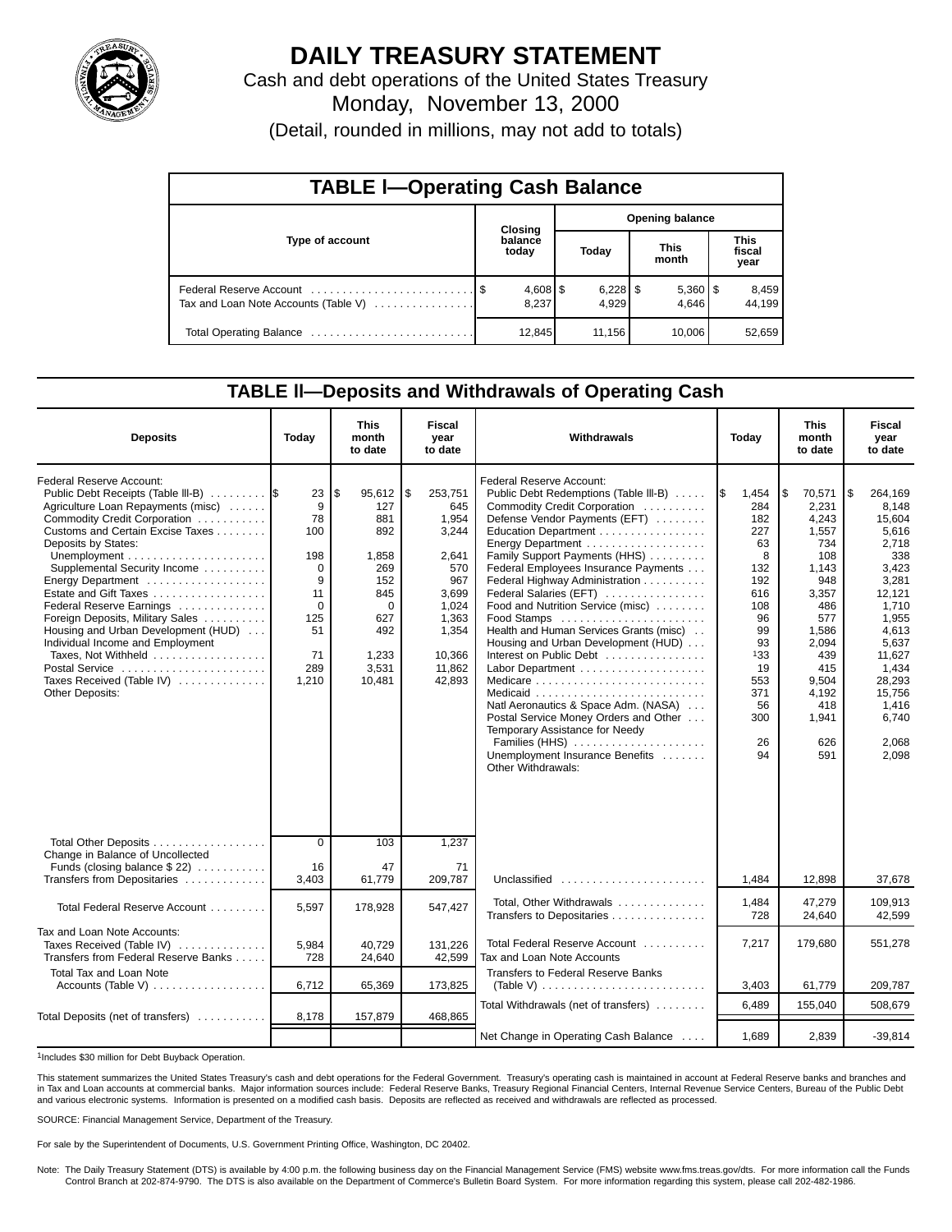# DAILY TREASURY STATEMENT

Cash and debt operations of the United States Treasury

Monday, November 13, 2000

(Detail, rounded in millions, may not add to totals)

## TABLE I—Operating Cash Balance

| Type of account | Closing balance today | Opening balance Today | Opening balance This month | Opening balance This fiscal year |
|---|---|---|---|---|
| Federal Reserve Account | $ 4,608 | $ 6,228 | $ 5,360 | $ 8,459 |
| Tax and Loan Note Accounts (Table V) | 8,237 | 4,929 | 4,646 | 44,199 |
| Total Operating Balance | 12,845 | 11,156 | 10,006 | 52,659 |

## TABLE II—Deposits and Withdrawals of Operating Cash

| Deposits | Today | This month to date | Fiscal year to date |
|---|---|---|---|
| Federal Reserve Account: | | | |
| Public Debt Receipts (Table III-B) | $ 23 | $ 95,612 | $ 253,751 |
| Agriculture Loan Repayments (misc) | 9 | 127 | 645 |
| Commodity Credit Corporation | 78 | 881 | 1,954 |
| Customs and Certain Excise Taxes | 100 | 892 | 3,244 |
| Deposits by States: | | | |
| Unemployment | 198 | 1,858 | 2,641 |
| Supplemental Security Income | 0 | 269 | 570 |
| Energy Department | 9 | 152 | 967 |
| Estate and Gift Taxes | 11 | 845 | 3,699 |
| Federal Reserve Earnings | 0 | 0 | 1,024 |
| Foreign Deposits, Military Sales | 125 | 627 | 1,363 |
| Housing and Urban Development (HUD) | 51 | 492 | 1,354 |
| Individual Income and Employment Taxes, Not Withheld | 71 | 1,233 | 10,366 |
| Postal Service | 289 | 3,531 | 11,862 |
| Taxes Received (Table IV) | 1,210 | 10,481 | 42,893 |
| Other Deposits: | | | |
| Total Other Deposits | 0 | 103 | 1,237 |
| Change in Balance of Uncollected Funds (closing balance $ 22) | 16 | 47 | 71 |
| Transfers from Depositaries | 3,403 | 61,779 | 209,787 |
| Total Federal Reserve Account | 5,597 | 178,928 | 547,427 |
| Tax and Loan Note Accounts: | | | |
| Taxes Received (Table IV) | 5,984 | 40,729 | 131,226 |
| Transfers from Federal Reserve Banks | 728 | 24,640 | 42,599 |
| Total Tax and Loan Note Accounts (Table V) | 6,712 | 65,369 | 173,825 |
| Total Deposits (net of transfers) | 8,178 | 157,879 | 468,865 |

| Withdrawals | Today | This month to date | Fiscal year to date |
|---|---|---|---|
| Federal Reserve Account: | | | |
| Public Debt Redemptions (Table III-B) | $ 1,454 | $ 70,571 | $ 264,169 |
| Commodity Credit Corporation | 284 | 2,231 | 8,148 |
| Defense Vendor Payments (EFT) | 182 | 4,243 | 15,604 |
| Education Department | 227 | 1,557 | 5,616 |
| Energy Department | 63 | 734 | 2,718 |
| Family Support Payments (HHS) | 8 | 108 | 338 |
| Federal Employees Insurance Payments | 132 | 1,143 | 3,423 |
| Federal Highway Administration | 192 | 948 | 3,281 |
| Federal Salaries (EFT) | 616 | 3,357 | 12,121 |
| Food and Nutrition Service (misc) | 108 | 486 | 1,710 |
| Food Stamps | 96 | 577 | 1,955 |
| Health and Human Services Grants (misc) | 99 | 1,586 | 4,613 |
| Housing and Urban Development (HUD) | 93 | 2,094 | 5,637 |
| Interest on Public Debt | [1]33 | 439 | 11,627 |
| Labor Department | 19 | 415 | 1,434 |
| Medicare | 553 | 9,504 | 28,293 |
| Medicaid | 371 | 4,192 | 15,756 |
| Natl Aeronautics & Space Adm. (NASA) | 56 | 418 | 1,416 |
| Postal Service Money Orders and Other | 300 | 1,941 | 6,740 |
| Temporary Assistance for Needy Families (HHS) | 26 | 626 | 2,068 |
| Unemployment Insurance Benefits | 94 | 591 | 2,098 |
| Other Withdrawals: | | | |
| Unclassified | 1,484 | 12,898 | 37,678 |
| Total, Other Withdrawals | 1,484 | 47,279 | 109,913 |
| Transfers to Depositaries | 728 | 24,640 | 42,599 |
| Total Federal Reserve Account | 7,217 | 179,680 | 551,278 |
| Tax and Loan Note Accounts | | | |
| Transfers to Federal Reserve Banks (Table V) | 3,403 | 61,779 | 209,787 |
| Total Withdrawals (net of transfers) | 6,489 | 155,040 | 508,679 |
| Net Change in Operating Cash Balance | 1,689 | 2,839 | -39,814 |

[1]Includes $30 million for Debt Buyback Operation.

This statement summarizes the United States Treasury's cash and debt operations for the Federal Government. Treasury's operating cash is maintained in account at Federal Reserve banks and branches and in Tax and Loan accounts at commercial banks. Major information sources include: Federal Reserve Banks, Treasury Regional Financial Centers, Internal Revenue Service Centers, Bureau of the Public Debt and various electronic systems. Information is presented on a modified cash basis. Deposits are reflected as received and withdrawals are reflected as processed.

SOURCE: Financial Management Service, Department of the Treasury.

For sale by the Superintendent of Documents, U.S. Government Printing Office, Washington, DC 20402.

Note: The Daily Treasury Statement (DTS) is available by 4:00 p.m. the following business day on the Financial Management Service (FMS) website www.fms.treas.gov/dts. For more information call the Funds Control Branch at 202-874-9790. The DTS is also available on the Department of Commerce's Bulletin Board System. For more information regarding this system, please call 202-482-1986.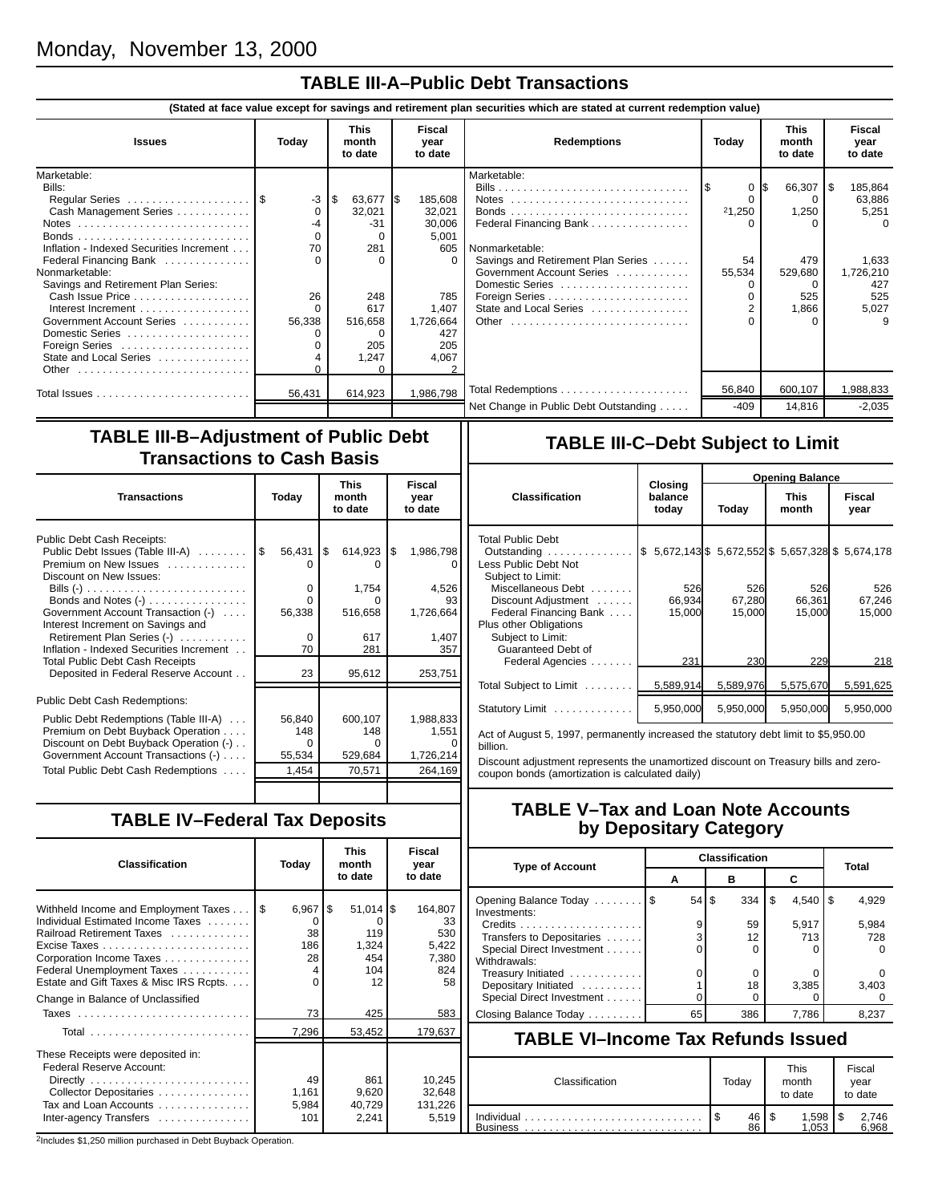Monday, November 13, 2000

## TABLE III-A–Public Debt Transactions

(Stated at face value except for savings and retirement plan securities which are stated at current redemption value)

| Issues | Today | This month to date | Fiscal year to date |
|---|---|---|---|
| Marketable: | | | |
| Bills: | | | |
| Regular Series | $ -3 | $ 63,677 | $ 185,608 |
| Cash Management Series | 0 | 32,021 | 32,021 |
| Notes | -4 | -31 | 30,006 |
| Bonds | 0 | 0 | 5,001 |
| Inflation - Indexed Securities Increment | 70 | 281 | 605 |
| Federal Financing Bank | 0 | 0 | 0 |
| Nonmarketable: | | | |
| Savings and Retirement Plan Series: | | | |
| Cash Issue Price | 26 | 248 | 785 |
| Interest Increment | 0 | 617 | 1,407 |
| Government Account Series | 56,338 | 516,658 | 1,726,664 |
| Domestic Series | 0 | 0 | 427 |
| Foreign Series | 0 | 205 | 205 |
| State and Local Series | 4 | 1,247 | 4,067 |
| Other | 0 | 0 | 2 |
| Total Issues | 56,431 | 614,923 | 1,986,798 |

| Redemptions | Today | This month to date | Fiscal year to date |
|---|---|---|---|
| Marketable: | | | |
| Bills | $ 0 | $ 66,307 | $ 185,864 |
| Notes | 0 | 0 | 63,886 |
| Bonds | [2]1,250 | 1,250 | 5,251 |
| Federal Financing Bank | 0 | 0 | 0 |
| Nonmarketable: | | | |
| Savings and Retirement Plan Series | 54 | 479 | 1,633 |
| Government Account Series | 55,534 | 529,680 | 1,726,210 |
| Domestic Series | 0 | 0 | 427 |
| Foreign Series | 0 | 525 | 525 |
| State and Local Series | 2 | 1,866 | 5,027 |
| Other | 0 | 0 | 9 |
| Total Redemptions | 56,840 | 600,107 | 1,988,833 |
| Net Change in Public Debt Outstanding | -409 | 14,816 | -2,035 |

## TABLE III-B–Adjustment of Public Debt Transactions to Cash Basis

| Transactions | Today | This month to date | Fiscal year to date |
|---|---|---|---|
| Public Debt Cash Receipts: | | | |
| Public Debt Issues (Table III-A) | $ 56,431 | $ 614,923 | $ 1,986,798 |
| Premium on New Issues | 0 | 0 | 0 |
| Discount on New Issues: | | | |
| Bills (-) | 0 | 1,754 | 4,526 |
| Bonds and Notes (-) | 0 | 0 | 93 |
| Government Account Transaction (-) | 56,338 | 516,658 | 1,726,664 |
| Interest Increment on Savings and Retirement Plan Series (-) | 0 | 617 | 1,407 |
| Inflation - Indexed Securities Increment | 70 | 281 | 357 |
| Total Public Debt Cash Receipts Deposited in Federal Reserve Account | 23 | 95,612 | 253,751 |
| Public Debt Cash Redemptions: | | | |
| Public Debt Redemptions (Table III-A) | 56,840 | 600,107 | 1,988,833 |
| Premium on Debt Buyback Operation | 148 | 148 | 1,551 |
| Discount on Debt Buyback Operation (-) | 0 | 0 | 0 |
| Government Account Transactions (-) | 55,534 | 529,684 | 1,726,214 |
| Total Public Debt Cash Redemptions | 1,454 | 70,571 | 264,169 |

## TABLE III-C–Debt Subject to Limit

| Classification | Closing balance today | Opening Balance Today | Opening Balance This month | Opening Balance Fiscal year |
|---|---|---|---|---|
| Total Public Debt Outstanding | $ 5,672,143 | $ 5,672,552 | $ 5,657,328 | $ 5,674,178 |
| Less Public Debt Not Subject to Limit: | | | | |
| Miscellaneous Debt | 526 | 526 | 526 | 526 |
| Discount Adjustment | 66,934 | 67,280 | 66,361 | 67,246 |
| Federal Financing Bank | 15,000 | 15,000 | 15,000 | 15,000 |
| Plus other Obligations Subject to Limit: | | | | |
| Guaranteed Debt of Federal Agencies | 231 | 230 | 229 | 218 |
| Total Subject to Limit | 5,589,914 | 5,589,976 | 5,575,670 | 5,591,625 |
| Statutory Limit | 5,950,000 | 5,950,000 | 5,950,000 | 5,950,000 |

Act of August 5, 1997, permanently increased the statutory debt limit to $5,950.00 billion.

Discount adjustment represents the unamortized discount on Treasury bills and zero-coupon bonds (amortization is calculated daily)

## TABLE IV–Federal Tax Deposits

| Classification | Today | This month to date | Fiscal year to date |
|---|---|---|---|
| Withheld Income and Employment Taxes | $ 6,967 | $ 51,014 | $ 164,807 |
| Individual Estimated Income Taxes | 0 | 0 | 33 |
| Railroad Retirement Taxes | 38 | 119 | 530 |
| Excise Taxes | 186 | 1,324 | 5,422 |
| Corporation Income Taxes | 28 | 454 | 7,380 |
| Federal Unemployment Taxes | 4 | 104 | 824 |
| Estate and Gift Taxes & Misc IRS Rcpts. | 0 | 12 | 58 |
| Change in Balance of Unclassified Taxes | 73 | 425 | 583 |
| Total | 7,296 | 53,452 | 179,637 |
| These Receipts were deposited in: | | | |
| Federal Reserve Account: | | | |
| Directly | 49 | 861 | 10,245 |
| Collector Depositaries | 1,161 | 9,620 | 32,648 |
| Tax and Loan Accounts | 5,984 | 40,729 | 131,226 |
| Inter-agency Transfers | 101 | 2,241 | 5,519 |

## TABLE V–Tax and Loan Note Accounts by Depositary Category

| Type of Account | Classification A | Classification B | Classification C | Total |
|---|---|---|---|---|
| Opening Balance Today | $ 54 | $ 334 | $ 4,540 | $ 4,929 |
| Investments: | | | | |
| Credits | 9 | 59 | 5,917 | 5,984 |
| Transfers to Depositaries | 3 | 12 | 713 | 728 |
| Special Direct Investment | 0 | 0 | 0 | 0 |
| Withdrawals: | | | | |
| Treasury Initiated | 0 | 0 | 0 | 0 |
| Depositary Initiated | 1 | 18 | 3,385 | 3,403 |
| Special Direct Investment | 0 | 0 | 0 | 0 |
| Closing Balance Today | 65 | 386 | 7,786 | 8,237 |

## TABLE VI–Income Tax Refunds Issued

| Classification | Today | This month to date | Fiscal year to date |
|---|---|---|---|
| Individual | $ 46 | $ 1,598 | $ 2,746 |
| Business | 86 | 1,053 | 6,968 |

[2]Includes $1,250 million purchased in Debt Buyback Operation.